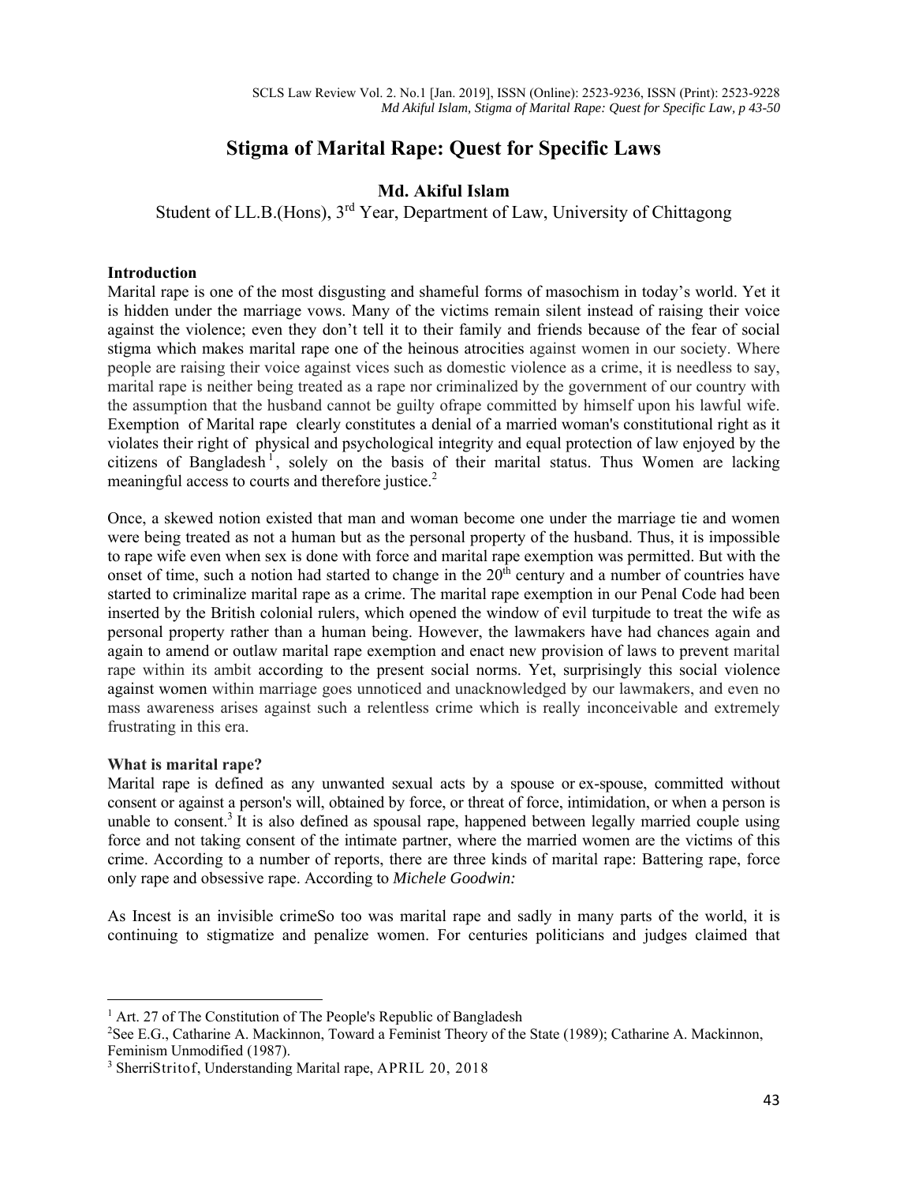# Stigma of Marital Rape: Quest for Specific Laws

**Md. Akiful Islam**

Student of LL.B.(Hons), 3rd Year, Department of Law, University of Chittagong

**Introduction**

Marital rape is one of the most disgusting and shameful forms of masochism in today's world. Yet it is hidden under the marriage vows. Many of the victims remain silent instead of raising their voice against the violence; even they don't tell it to their family and friends because of the fear of social stigma which makes marital rape one of the heinous atrocities against women in our society. Where people are raising their voice against vices such as domestic violence as a crime, it is needless to say, marital rape is neither being treated as a rape nor criminalized by the government of our country with the assumption that the husband cannot be guilty ofrape committed by himself upon his lawful wife. Exemption of Marital rape clearly constitutes a denial of a married woman's constitutional right as it violates their right of physical and psychological integrity and equal protection of law enjoyed by the citizens of Bangladesh[1], solely on the basis of their marital status. Thus Women are lacking meaningful access to courts and therefore justice.[2]

Once, a skewed notion existed that man and woman become one under the marriage tie and women were being treated as not a human but as the personal property of the husband. Thus, it is impossible to rape wife even when sex is done with force and marital rape exemption was permitted. But with the onset of time, such a notion had started to change in the 20th century and a number of countries have started to criminalize marital rape as a crime. The marital rape exemption in our Penal Code had been inserted by the British colonial rulers, which opened the window of evil turpitude to treat the wife as personal property rather than a human being. However, the lawmakers have had chances again and again to amend or outlaw marital rape exemption and enact new provision of laws to prevent marital rape within its ambit according to the present social norms. Yet, surprisingly this social violence against women within marriage goes unnoticed and unacknowledged by our lawmakers, and even no mass awareness arises against such a relentless crime which is really inconceivable and extremely frustrating in this era.

**What is marital rape?**

Marital rape is defined as any unwanted sexual acts by a spouse or ex-spouse, committed without consent or against a person's will, obtained by force, or threat of force, intimidation, or when a person is unable to consent.[3] It is also defined as spousal rape, happened between legally married couple using force and not taking consent of the intimate partner, where the married women are the victims of this crime. According to a number of reports, there are three kinds of marital rape: Battering rape, force only rape and obsessive rape. According to *Michele Goodwin:*

As Incest is an invisible crimeSo too was marital rape and sadly in many parts of the world, it is continuing to stigmatize and penalize women. For centuries politicians and judges claimed that

---

[1] Art. 27 of The Constitution of The People's Republic of Bangladesh

[2] See E.G., Catharine A. Mackinnon, Toward a Feminist Theory of the State (1989); Catharine A. Mackinnon, Feminism Unmodified (1987).

[3] SherriStritof, Understanding Marital rape, APRIL 20, 2018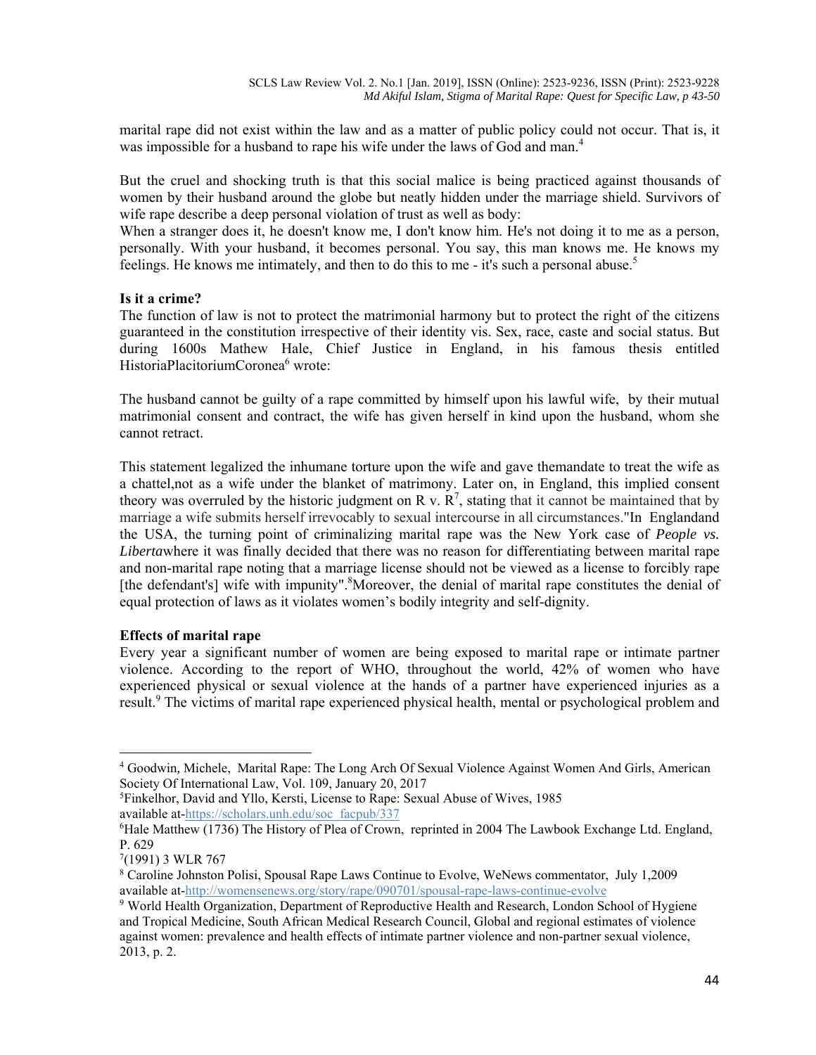marital rape did not exist within the law and as a matter of public policy could not occur. That is, it was impossible for a husband to rape his wife under the laws of God and man.[4]

But the cruel and shocking truth is that this social malice is being practiced against thousands of women by their husband around the globe but neatly hidden under the marriage shield. Survivors of wife rape describe a deep personal violation of trust as well as body:

When a stranger does it, he doesn't know me, I don't know him. He's not doing it to me as a person, personally. With your husband, it becomes personal. You say, this man knows me. He knows my feelings. He knows me intimately, and then to do this to me - it's such a personal abuse.[5]

**Is it a crime?**

The function of law is not to protect the matrimonial harmony but to protect the right of the citizens guaranteed in the constitution irrespective of their identity vis. Sex, race, caste and social status. But during 1600s Mathew Hale, Chief Justice in England, in his famous thesis entitled HistoriaPlacitoriumCoronea[6] wrote:

The husband cannot be guilty of a rape committed by himself upon his lawful wife, by their mutual matrimonial consent and contract, the wife has given herself in kind upon the husband, whom she cannot retract.

This statement legalized the inhumane torture upon the wife and gave themandate to treat the wife as a chattel,not as a wife under the blanket of matrimony. Later on, in England, this implied consent theory was overruled by the historic judgment on R v. R[7], stating that it cannot be maintained that by marriage a wife submits herself irrevocably to sexual intercourse in all circumstances."In Englandand the USA, the turning point of criminalizing marital rape was the New York case of *People vs. Liberta*where it was finally decided that there was no reason for differentiating between marital rape and non-marital rape noting that a marriage license should not be viewed as a license to forcibly rape [the defendant's] wife with impunity".[8]Moreover, the denial of marital rape constitutes the denial of equal protection of laws as it violates women's bodily integrity and self-dignity.

**Effects of marital rape**

Every year a significant number of women are being exposed to marital rape or intimate partner violence. According to the report of WHO, throughout the world, 42% of women who have experienced physical or sexual violence at the hands of a partner have experienced injuries as a result.[9] The victims of marital rape experienced physical health, mental or psychological problem and

---

[4] Goodwin, Michele, Marital Rape: The Long Arch Of Sexual Violence Against Women And Girls, American Society Of International Law, Vol. 109, January 20, 2017

[5] Finkelhor, David and Yllo, Kersti, License to Rape: Sexual Abuse of Wives, 1985 available at-https://scholars.unh.edu/soc_facpub/337

[6] Hale Matthew (1736) The History of Plea of Crown, reprinted in 2004 The Lawbook Exchange Ltd. England, P. 629

[7] (1991) 3 WLR 767

[8] Caroline Johnston Polisi, Spousal Rape Laws Continue to Evolve, WeNews commentator, July 1,2009 available at-http://womensenews.org/story/rape/090701/spousal-rape-laws-continue-evolve

[9] World Health Organization, Department of Reproductive Health and Research, London School of Hygiene and Tropical Medicine, South African Medical Research Council, Global and regional estimates of violence against women: prevalence and health effects of intimate partner violence and non-partner sexual violence, 2013, p. 2.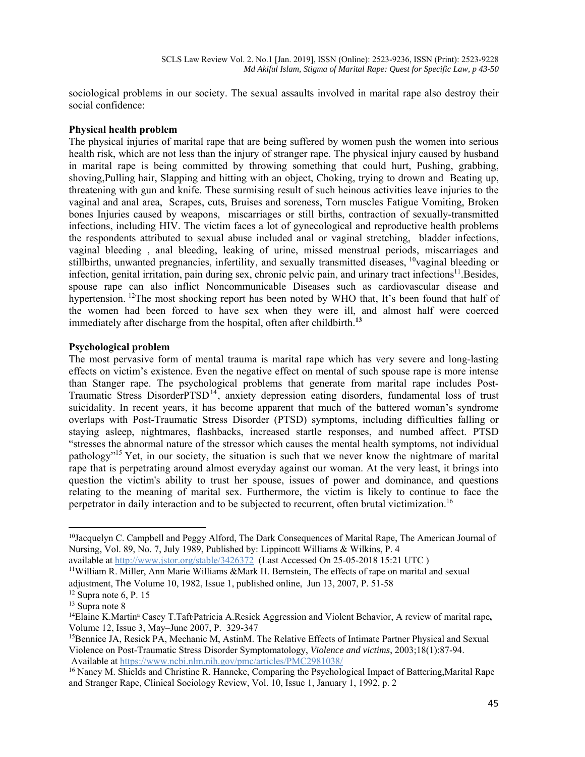sociological problems in our society. The sexual assaults involved in marital rape also destroy their social confidence:

**Physical health problem**

The physical injuries of marital rape that are being suffered by women push the women into serious health risk, which are not less than the injury of stranger rape. The physical injury caused by husband in marital rape is being committed by throwing something that could hurt, Pushing, grabbing, shoving,Pulling hair, Slapping and hitting with an object, Choking, trying to drown and Beating up, threatening with gun and knife. These surmising result of such heinous activities leave injuries to the vaginal and anal area, Scrapes, cuts, Bruises and soreness, Torn muscles Fatigue Vomiting, Broken bones Injuries caused by weapons, miscarriages or still births, contraction of sexually-transmitted infections, including HIV. The victim faces a lot of gynecological and reproductive health problems the respondents attributed to sexual abuse included anal or vaginal stretching, bladder infections, vaginal bleeding , anal bleeding, leaking of urine, missed menstrual periods, miscarriages and stillbirths, unwanted pregnancies, infertility, and sexually transmitted diseases, [10]vaginal bleeding or infection, genital irritation, pain during sex, chronic pelvic pain, and urinary tract infections[11].Besides, spouse rape can also inflict Noncommunicable Diseases such as cardiovascular disease and hypertension. [12]The most shocking report has been noted by WHO that, It's been found that half of the women had been forced to have sex when they were ill, and almost half were coerced immediately after discharge from the hospital, often after childbirth.**[13]**

**Psychological problem**

The most pervasive form of mental trauma is marital rape which has very severe and long-lasting effects on victim's existence. Even the negative effect on mental of such spouse rape is more intense than Stanger rape. The psychological problems that generate from marital rape includes Post-Traumatic Stress DisorderPTSD[14], anxiety depression eating disorders, fundamental loss of trust suicidality. In recent years, it has become apparent that much of the battered woman's syndrome overlaps with Post-Traumatic Stress Disorder (PTSD) symptoms, including difficulties falling or staying asleep, nightmares, flashbacks, increased startle responses, and numbed affect. PTSD "stresses the abnormal nature of the stressor which causes the mental health symptoms, not individual pathology"[15] Yet, in our society, the situation is such that we never know the nightmare of marital rape that is perpetrating around almost everyday against our woman. At the very least, it brings into question the victim's ability to trust her spouse, issues of power and dominance, and questions relating to the meaning of marital sex. Furthermore, the victim is likely to continue to face the perpetrator in daily interaction and to be subjected to recurrent, often brutal victimization.[16]

---

[10]Jacquelyn C. Campbell and Peggy Alford, The Dark Consequences of Marital Rape, The American Journal of Nursing, Vol. 89, No. 7, July 1989, Published by: Lippincott Williams & Wilkins, P. 4 available at http://www.jstor.org/stable/3426372 (Last Accessed On 25-05-2018 15:21 UTC )

[11]William R. Miller, Ann Marie Williams &Mark H. Bernstein, The effects of rape on marital and sexual adjustment, The Volume 10, 1982, Issue 1, published online, Jun 13, 2007, P. 51-58

[12] Supra note 6, P. 15

[13] Supra note 8

[14]Elaine K.Martin[a] Casey T.Taft Patricia A.Resick Aggression and Violent Behavior, A review of marital rape**,** Volume 12, Issue 3, May–June 2007, P. 329-347

[15]Bennice JA, Resick PA, Mechanic M, AstinM. The Relative Effects of Intimate Partner Physical and Sexual Violence on Post-Traumatic Stress Disorder Symptomatology, *Violence and victims*, 2003;18(1):87-94. Available at https://www.ncbi.nlm.nih.gov/pmc/articles/PMC2981038/

[16] Nancy M. Shields and Christine R. Hanneke, Comparing the Psychological Impact of Battering,Marital Rape and Stranger Rape, Clinical Sociology Review, Vol. 10, Issue 1, January 1, 1992, p. 2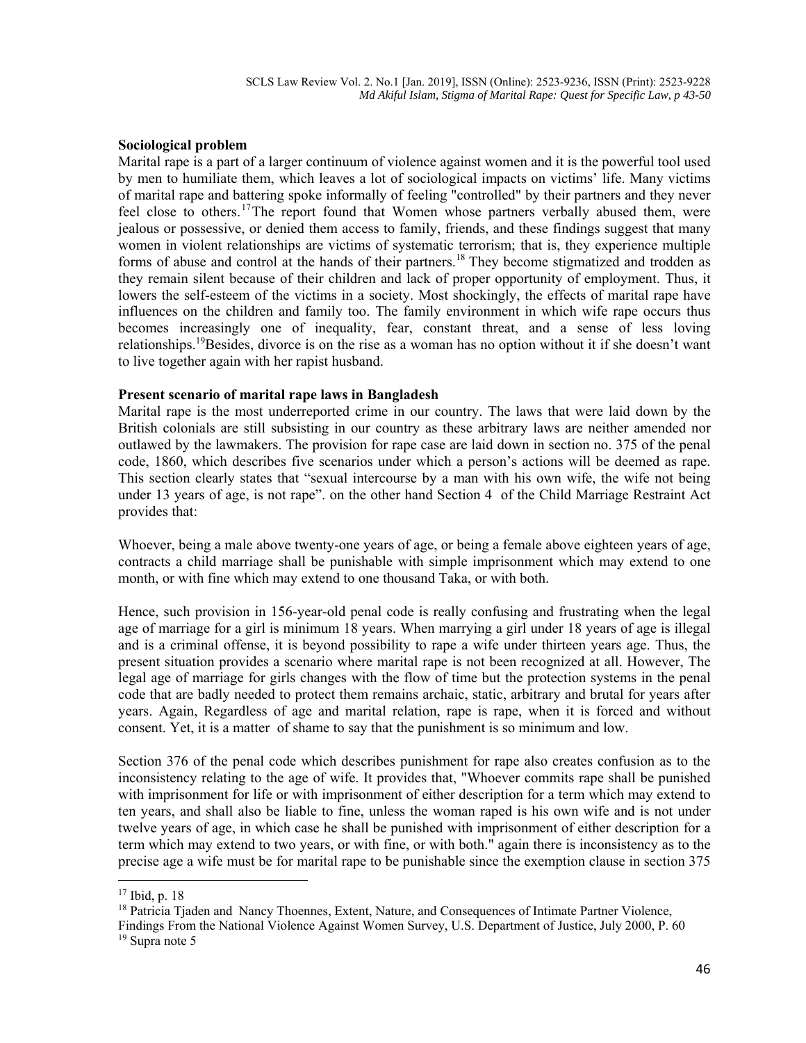**Sociological problem**

Marital rape is a part of a larger continuum of violence against women and it is the powerful tool used by men to humiliate them, which leaves a lot of sociological impacts on victims' life. Many victims of marital rape and battering spoke informally of feeling "controlled" by their partners and they never feel close to others.[17] The report found that Women whose partners verbally abused them, were jealous or possessive, or denied them access to family, friends, and these findings suggest that many women in violent relationships are victims of systematic terrorism; that is, they experience multiple forms of abuse and control at the hands of their partners.[18] They become stigmatized and trodden as they remain silent because of their children and lack of proper opportunity of employment. Thus, it lowers the self-esteem of the victims in a society. Most shockingly, the effects of marital rape have influences on the children and family too. The family environment in which wife rape occurs thus becomes increasingly one of inequality, fear, constant threat, and a sense of less loving relationships.[19] Besides, divorce is on the rise as a woman has no option without it if she doesn't want to live together again with her rapist husband.

**Present scenario of marital rape laws in Bangladesh**

Marital rape is the most underreported crime in our country. The laws that were laid down by the British colonials are still subsisting in our country as these arbitrary laws are neither amended nor outlawed by the lawmakers. The provision for rape case are laid down in section no. 375 of the penal code, 1860, which describes five scenarios under which a person's actions will be deemed as rape. This section clearly states that "sexual intercourse by a man with his own wife, the wife not being under 13 years of age, is not rape". on the other hand Section 4 of the Child Marriage Restraint Act provides that:

Whoever, being a male above twenty-one years of age, or being a female above eighteen years of age, contracts a child marriage shall be punishable with simple imprisonment which may extend to one month, or with fine which may extend to one thousand Taka, or with both.

Hence, such provision in 156-year-old penal code is really confusing and frustrating when the legal age of marriage for a girl is minimum 18 years. When marrying a girl under 18 years of age is illegal and is a criminal offense, it is beyond possibility to rape a wife under thirteen years age. Thus, the present situation provides a scenario where marital rape is not been recognized at all. However, The legal age of marriage for girls changes with the flow of time but the protection systems in the penal code that are badly needed to protect them remains archaic, static, arbitrary and brutal for years after years. Again, Regardless of age and marital relation, rape is rape, when it is forced and without consent. Yet, it is a matter of shame to say that the punishment is so minimum and low.

Section 376 of the penal code which describes punishment for rape also creates confusion as to the inconsistency relating to the age of wife. It provides that, "Whoever commits rape shall be punished with imprisonment for life or with imprisonment of either description for a term which may extend to ten years, and shall also be liable to fine, unless the woman raped is his own wife and is not under twelve years of age, in which case he shall be punished with imprisonment of either description for a term which may extend to two years, or with fine, or with both." again there is inconsistency as to the precise age a wife must be for marital rape to be punishable since the exemption clause in section 375

---

[17] Ibid, p. 18

[18] Patricia Tjaden and Nancy Thoennes, Extent, Nature, and Consequences of Intimate Partner Violence, Findings From the National Violence Against Women Survey, U.S. Department of Justice, July 2000, P. 60

[19] Supra note 5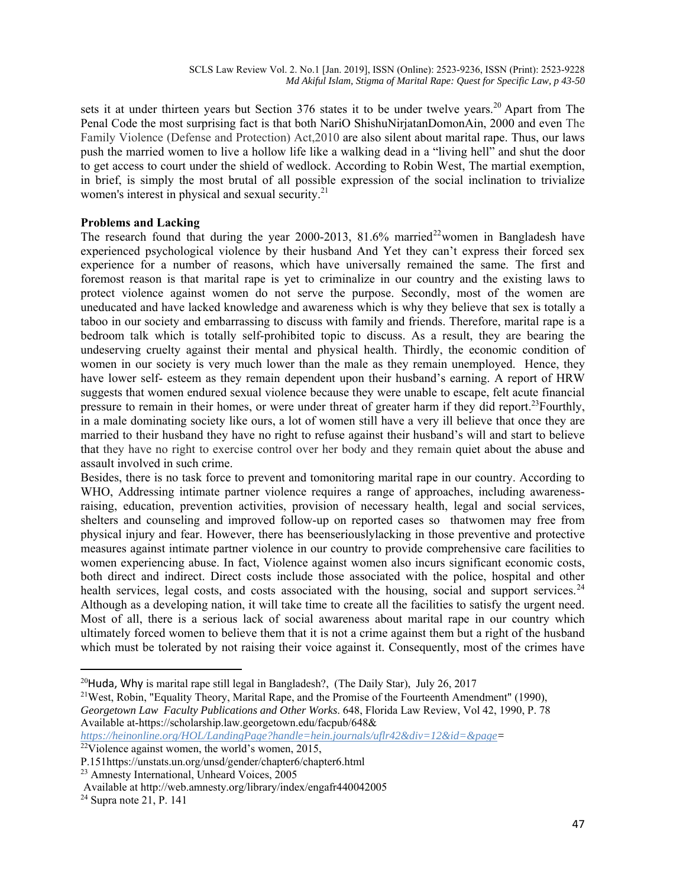sets it at under thirteen years but Section 376 states it to be under twelve years.[20] Apart from The Penal Code the most surprising fact is that both NariO ShishuNirjatanDomonAin, 2000 and even The Family Violence (Defense and Protection) Act,2010 are also silent about marital rape. Thus, our laws push the married women to live a hollow life like a walking dead in a "living hell" and shut the door to get access to court under the shield of wedlock. According to Robin West, The martial exemption, in brief, is simply the most brutal of all possible expression of the social inclination to trivialize women's interest in physical and sexual security.[21]

**Problems and Lacking**

The research found that during the year 2000-2013, 81.6% married[22]women in Bangladesh have experienced psychological violence by their husband And Yet they can't express their forced sex experience for a number of reasons, which have universally remained the same. The first and foremost reason is that marital rape is yet to criminalize in our country and the existing laws to protect violence against women do not serve the purpose. Secondly, most of the women are uneducated and have lacked knowledge and awareness which is why they believe that sex is totally a taboo in our society and embarrassing to discuss with family and friends. Therefore, marital rape is a bedroom talk which is totally self-prohibited topic to discuss. As a result, they are bearing the undeserving cruelty against their mental and physical health. Thirdly, the economic condition of women in our society is very much lower than the male as they remain unemployed. Hence, they have lower self- esteem as they remain dependent upon their husband's earning. A report of HRW suggests that women endured sexual violence because they were unable to escape, felt acute financial pressure to remain in their homes, or were under threat of greater harm if they did report.[23]Fourthly, in a male dominating society like ours, a lot of women still have a very ill believe that once they are married to their husband they have no right to refuse against their husband's will and start to believe that they have no right to exercise control over her body and they remain quiet about the abuse and assault involved in such crime.

Besides, there is no task force to prevent and tomonitoring marital rape in our country. According to WHO, Addressing intimate partner violence requires a range of approaches, including awareness-raising, education, prevention activities, provision of necessary health, legal and social services, shelters and counseling and improved follow-up on reported cases so thatwomen may free from physical injury and fear. However, there has beenseriouslylacking in those preventive and protective measures against intimate partner violence in our country to provide comprehensive care facilities to women experiencing abuse. In fact, Violence against women also incurs significant economic costs, both direct and indirect. Direct costs include those associated with the police, hospital and other health services, legal costs, and costs associated with the housing, social and support services.[24] Although as a developing nation, it will take time to create all the facilities to satisfy the urgent need. Most of all, there is a serious lack of social awareness about marital rape in our country which ultimately forced women to believe them that it is not a crime against them but a right of the husband which must be tolerated by not raising their voice against it. Consequently, most of the crimes have

---

[20]Huda, Why is marital rape still legal in Bangladesh?, (The Daily Star), July 26, 2017

[21]West, Robin, "Equality Theory, Marital Rape, and the Promise of the Fourteenth Amendment" (1990), *Georgetown Law Faculty Publications and Other Works*. 648, Florida Law Review, Vol 42, 1990, P. 78 Available at-https://scholarship.law.georgetown.edu/facpub/648& *https://heinonline.org/HOL/LandingPage?handle=hein.journals/uflr42&div=12&id=&page=*

[22]Violence against women, the world's women, 2015, P.151https://unstats.un.org/unsd/gender/chapter6/chapter6.html

[23] Amnesty International, Unheard Voices, 2005 Available at http://web.amnesty.org/library/index/engafr440042005

[24] Supra note 21, P. 141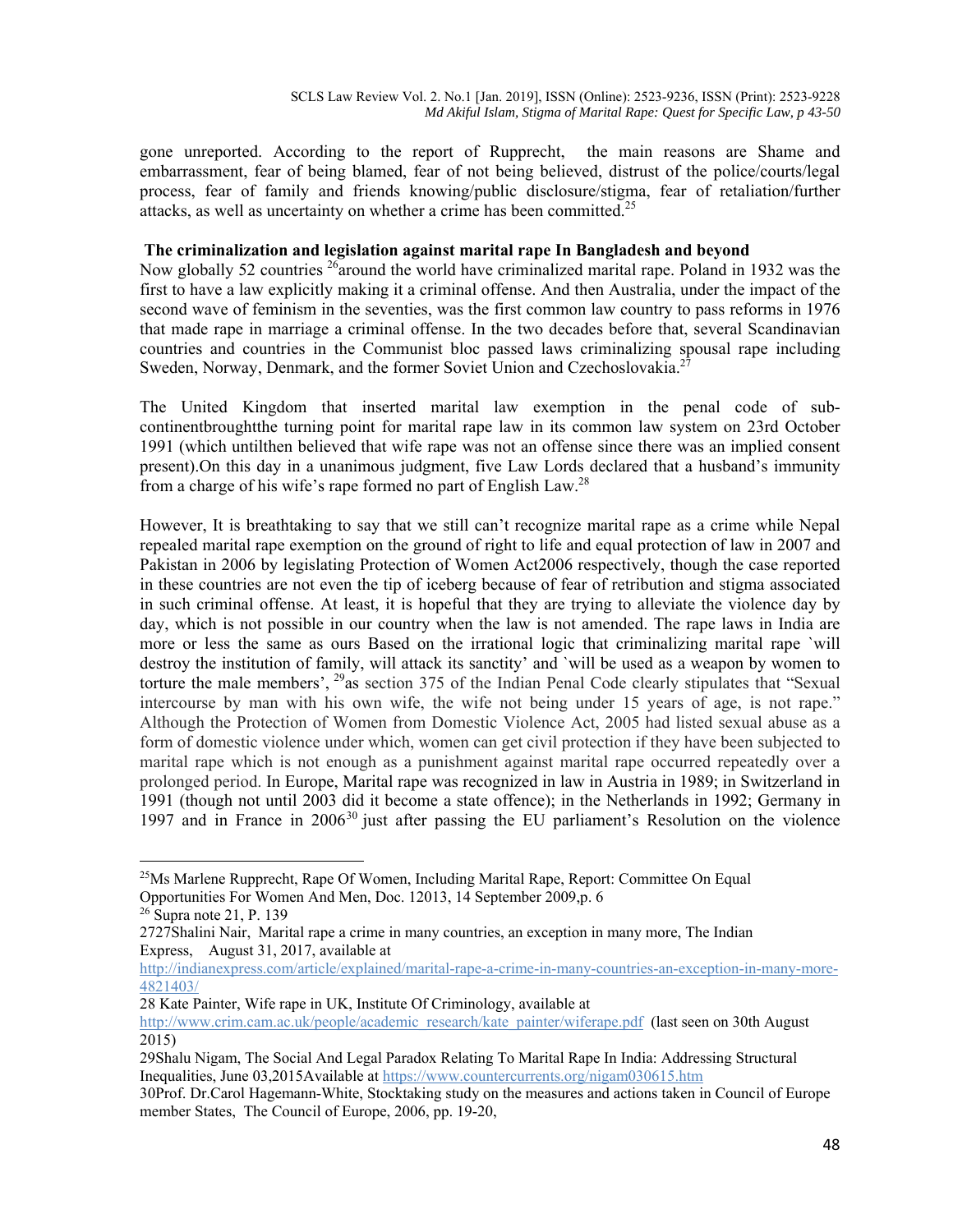gone unreported. According to the report of Rupprecht, the main reasons are Shame and embarrassment, fear of being blamed, fear of not being believed, distrust of the police/courts/legal process, fear of family and friends knowing/public disclosure/stigma, fear of retaliation/further attacks, as well as uncertainty on whether a crime has been committed.[25]

**The criminalization and legislation against marital rape In Bangladesh and beyond**

Now globally 52 countries [26]around the world have criminalized marital rape. Poland in 1932 was the first to have a law explicitly making it a criminal offense. And then Australia, under the impact of the second wave of feminism in the seventies, was the first common law country to pass reforms in 1976 that made rape in marriage a criminal offense. In the two decades before that, several Scandinavian countries and countries in the Communist bloc passed laws criminalizing spousal rape including Sweden, Norway, Denmark, and the former Soviet Union and Czechoslovakia.[27]

The United Kingdom that inserted marital law exemption in the penal code of sub-continentbroughtthe turning point for marital rape law in its common law system on 23rd October 1991 (which untilthen believed that wife rape was not an offense since there was an implied consent present).On this day in a unanimous judgment, five Law Lords declared that a husband's immunity from a charge of his wife's rape formed no part of English Law.[28]

However, It is breathtaking to say that we still can't recognize marital rape as a crime while Nepal repealed marital rape exemption on the ground of right to life and equal protection of law in 2007 and Pakistan in 2006 by legislating Protection of Women Act2006 respectively, though the case reported in these countries are not even the tip of iceberg because of fear of retribution and stigma associated in such criminal offense. At least, it is hopeful that they are trying to alleviate the violence day by day, which is not possible in our country when the law is not amended. The rape laws in India are more or less the same as ours Based on the irrational logic that criminalizing marital rape `will destroy the institution of family, will attack its sanctity' and `will be used as a weapon by women to torture the male members', [29]as section 375 of the Indian Penal Code clearly stipulates that "Sexual intercourse by man with his own wife, the wife not being under 15 years of age, is not rape." Although the Protection of Women from Domestic Violence Act, 2005 had listed sexual abuse as a form of domestic violence under which, women can get civil protection if they have been subjected to marital rape which is not enough as a punishment against marital rape occurred repeatedly over a prolonged period. In Europe, Marital rape was recognized in law in Austria in 1989; in Switzerland in 1991 (though not until 2003 did it become a state offence); in the Netherlands in 1992; Germany in 1997 and in France in 2006[30] just after passing the EU parliament's Resolution on the violence

---

[25]Ms Marlene Rupprecht, Rape Of Women, Including Marital Rape, Report: Committee On Equal Opportunities For Women And Men, Doc. 12013, 14 September 2009,p. 6

[26] Supra note 21, P. 139

2727Shalini Nair, Marital rape a crime in many countries, an exception in many more, The Indian Express, August 31, 2017, available at http://indianexpress.com/article/explained/marital-rape-a-crime-in-many-countries-an-exception-in-many-more-4821403/

28 Kate Painter, Wife rape in UK, Institute Of Criminology, available at http://www.crim.cam.ac.uk/people/academic_research/kate_painter/wiferape.pdf (last seen on 30th August 2015)

29Shalu Nigam, The Social And Legal Paradox Relating To Marital Rape In India: Addressing Structural Inequalities, June 03,2015Available at https://www.countercurrents.org/nigam030615.htm

30Prof. Dr.Carol Hagemann-White, Stocktaking study on the measures and actions taken in Council of Europe member States, The Council of Europe, 2006, pp. 19-20,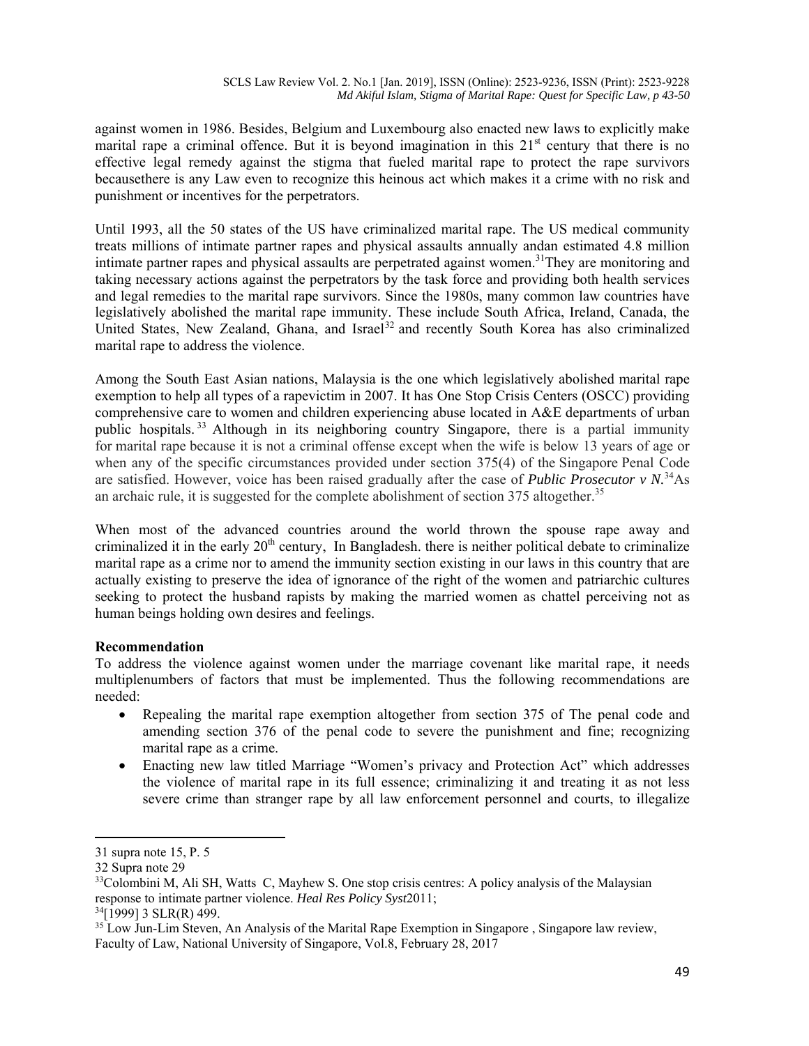against women in 1986. Besides, Belgium and Luxembourg also enacted new laws to explicitly make marital rape a criminal offence. But it is beyond imagination in this 21st century that there is no effective legal remedy against the stigma that fueled marital rape to protect the rape survivors becausethere is any Law even to recognize this heinous act which makes it a crime with no risk and punishment or incentives for the perpetrators.

Until 1993, all the 50 states of the US have criminalized marital rape. The US medical community treats millions of intimate partner rapes and physical assaults annually andan estimated 4.8 million intimate partner rapes and physical assaults are perpetrated against women.[31]They are monitoring and taking necessary actions against the perpetrators by the task force and providing both health services and legal remedies to the marital rape survivors. Since the 1980s, many common law countries have legislatively abolished the marital rape immunity. These include South Africa, Ireland, Canada, the United States, New Zealand, Ghana, and Israel[32] and recently South Korea has also criminalized marital rape to address the violence.

Among the South East Asian nations, Malaysia is the one which legislatively abolished marital rape exemption to help all types of a rapevictim in 2007. It has One Stop Crisis Centers (OSCC) providing comprehensive care to women and children experiencing abuse located in A&E departments of urban public hospitals.[33] Although in its neighboring country Singapore, there is a partial immunity for marital rape because it is not a criminal offense except when the wife is below 13 years of age or when any of the specific circumstances provided under section 375(4) of the Singapore Penal Code are satisfied. However, voice has been raised gradually after the case of ***Public Prosecutor v N.***[34]As an archaic rule, it is suggested for the complete abolishment of section 375 altogether.[35]

When most of the advanced countries around the world thrown the spouse rape away and criminalized it in the early 20th century, In Bangladesh. there is neither political debate to criminalize marital rape as a crime nor to amend the immunity section existing in our laws in this country that are actually existing to preserve the idea of ignorance of the right of the women and patriarchic cultures seeking to protect the husband rapists by making the married women as chattel perceiving not as human beings holding own desires and feelings.

**Recommendation**

To address the violence against women under the marriage covenant like marital rape, it needs multiplenumbers of factors that must be implemented. Thus the following recommendations are needed:

- Repealing the marital rape exemption altogether from section 375 of The penal code and amending section 376 of the penal code to severe the punishment and fine; recognizing marital rape as a crime.
- Enacting new law titled Marriage "Women's privacy and Protection Act" which addresses the violence of marital rape in its full essence; criminalizing it and treating it as not less severe crime than stranger rape by all law enforcement personnel and courts, to illegalize

---

31 supra note 15, P. 5

32 Supra note 29

33 Colombini M, Ali SH, Watts C, Mayhew S. One stop crisis centres: A policy analysis of the Malaysian response to intimate partner violence. *Heal Res Policy Syst*2011;

34 [1999] 3 SLR(R) 499.

35 Low Jun-Lim Steven, An Analysis of the Marital Rape Exemption in Singapore , Singapore law review, Faculty of Law, National University of Singapore, Vol.8, February 28, 2017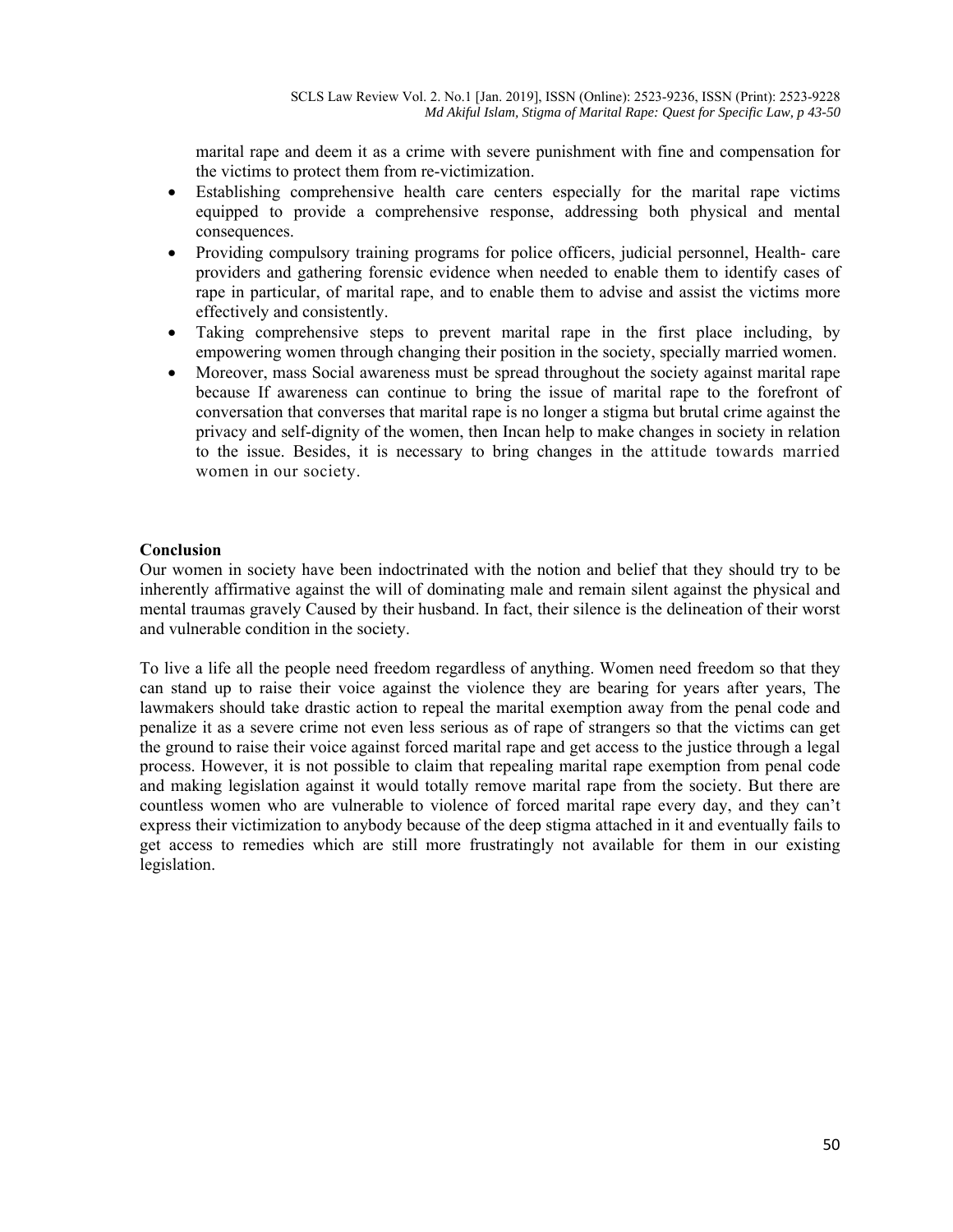marital rape and deem it as a crime with severe punishment with fine and compensation for the victims to protect them from re-victimization.

- Establishing comprehensive health care centers especially for the marital rape victims equipped to provide a comprehensive response, addressing both physical and mental consequences.
- Providing compulsory training programs for police officers, judicial personnel, Health- care providers and gathering forensic evidence when needed to enable them to identify cases of rape in particular, of marital rape, and to enable them to advise and assist the victims more effectively and consistently.
- Taking comprehensive steps to prevent marital rape in the first place including, by empowering women through changing their position in the society, specially married women.
- Moreover, mass Social awareness must be spread throughout the society against marital rape because If awareness can continue to bring the issue of marital rape to the forefront of conversation that converses that marital rape is no longer a stigma but brutal crime against the privacy and self-dignity of the women, then Incan help to make changes in society in relation to the issue. Besides, it is necessary to bring changes in the attitude towards married women in our society.

**Conclusion**

Our women in society have been indoctrinated with the notion and belief that they should try to be inherently affirmative against the will of dominating male and remain silent against the physical and mental traumas gravely Caused by their husband. In fact, their silence is the delineation of their worst and vulnerable condition in the society.

To live a life all the people need freedom regardless of anything. Women need freedom so that they can stand up to raise their voice against the violence they are bearing for years after years, The lawmakers should take drastic action to repeal the marital exemption away from the penal code and penalize it as a severe crime not even less serious as of rape of strangers so that the victims can get the ground to raise their voice against forced marital rape and get access to the justice through a legal process. However, it is not possible to claim that repealing marital rape exemption from penal code and making legislation against it would totally remove marital rape from the society. But there are countless women who are vulnerable to violence of forced marital rape every day, and they can't express their victimization to anybody because of the deep stigma attached in it and eventually fails to get access to remedies which are still more frustratingly not available for them in our existing legislation.